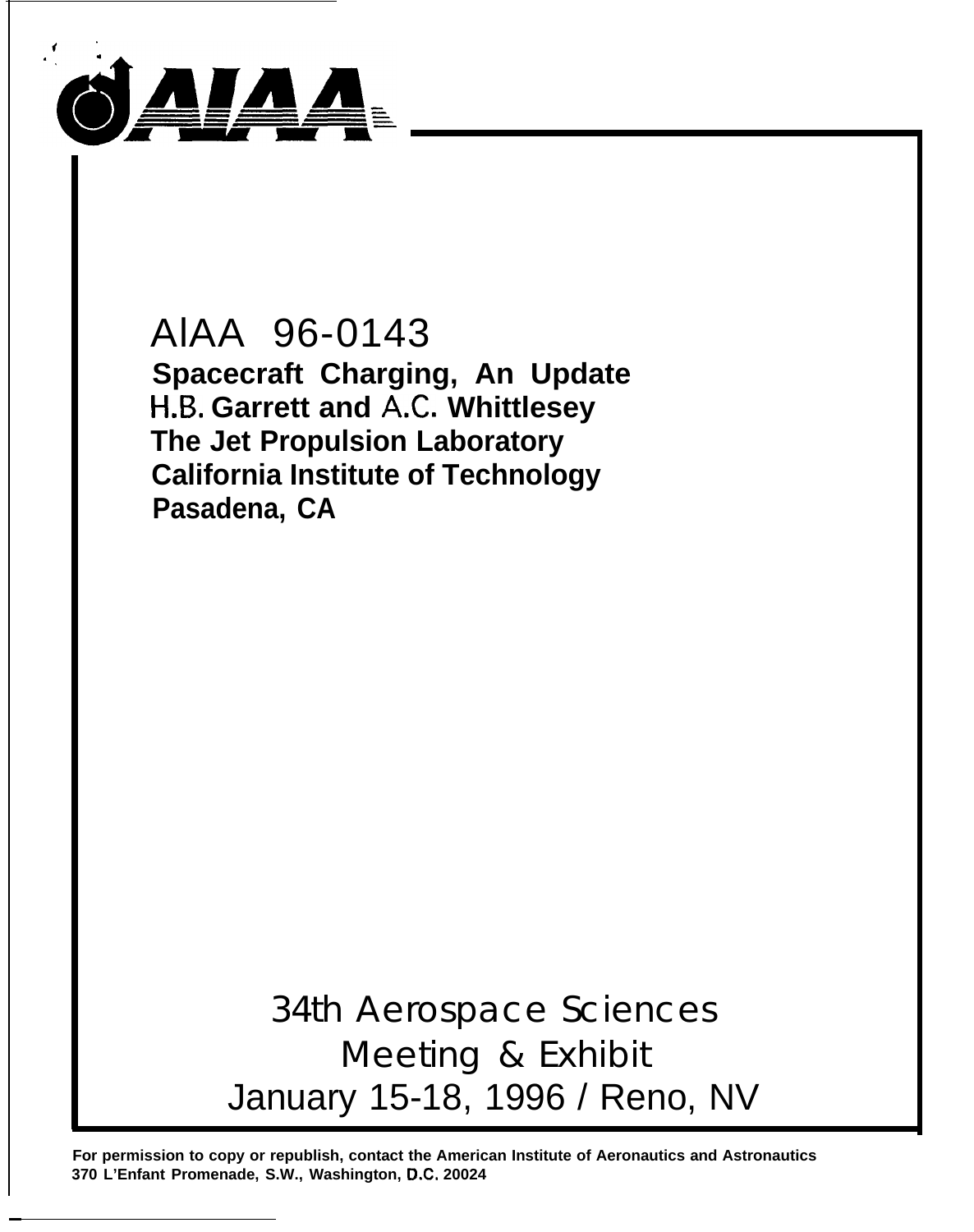AIAA 96-0143

# Spacecraft Charging, An Update

**H.B. Garrett and A.C. Whittlesey**
**The Jet Propulsion Laboratory**
**California Institute of Technology**
**Pasadena, CA**

34th Aerospace Sciences Meeting & Exhibit
January 15-18, 1996 / Reno, NV

**For permission to copy or republish, contact the American Institute of Aeronautics and Astronautics 370 L'Enfant Promenade, S.W., Washington, D.C. 20024**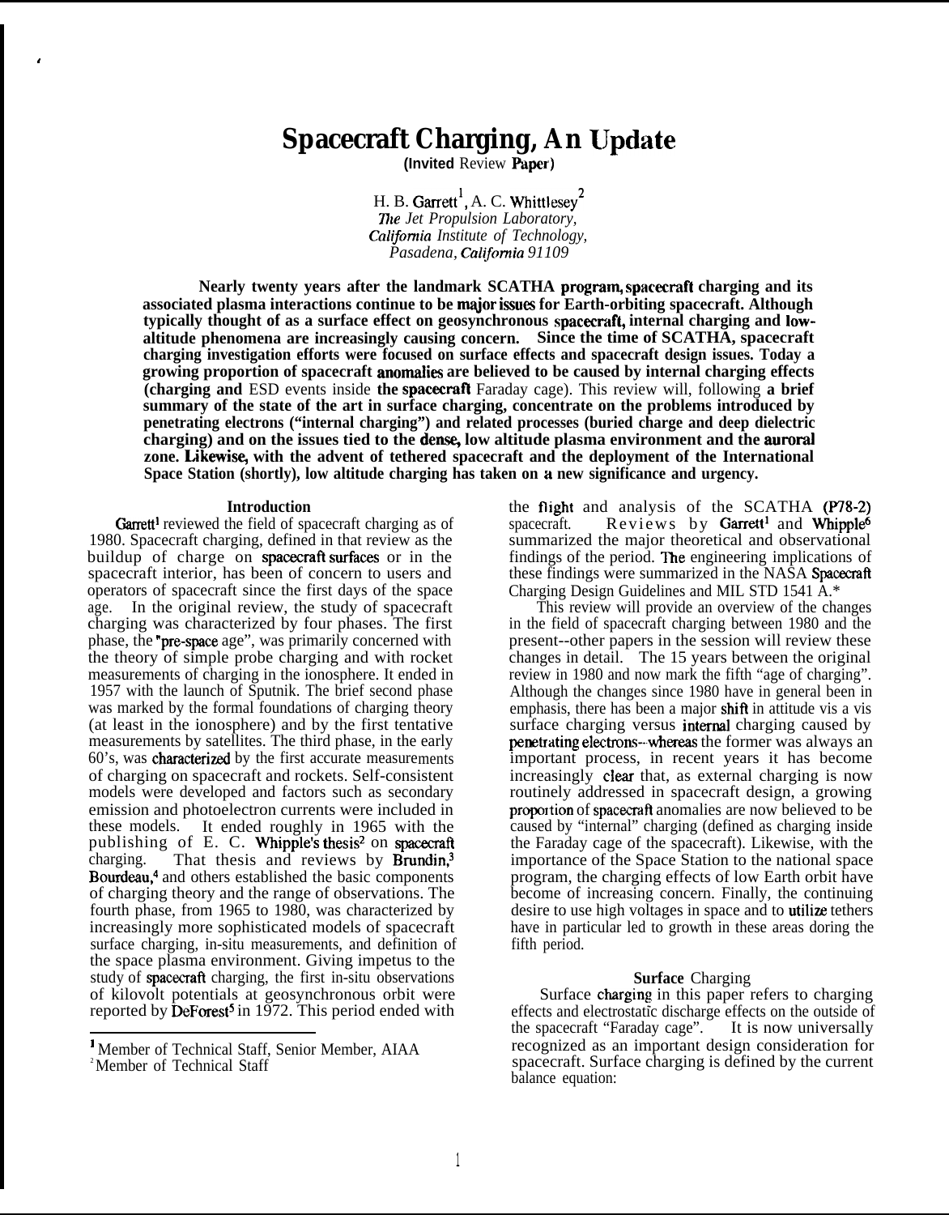# Spacecraft Charging, An Update

**(Invited Review Paper)**

H. B. Garrett[1], A. C. Whittlesey[2]
*The Jet Propulsion Laboratory,*
*California Institute of Technology,*
*Pasadena, California 91109*

**Nearly twenty years after the landmark SCATHA program, spacecraft charging and its associated plasma interactions continue to be major issues for Earth-orbiting spacecraft. Although typically thought of as a surface effect on geosynchronous spacecraft, internal charging and low-altitude phenomena are increasingly causing concern. Since the time of SCATHA, spacecraft charging investigation efforts were focused on surface effects and spacecraft design issues. Today a growing proportion of spacecraft anomalies are believed to be caused by internal charging effects (charging and** ESD events inside **the spacecraft** Faraday cage). This review will, following **a brief summary of the state of the art in surface charging, concentrate on the problems introduced by penetrating electrons ("internal charging") and related processes (buried charge and deep dielectric charging) and on the issues tied to the dense, low altitude plasma environment and the auroral zone. Likewise, with the advent of tethered spacecraft and the deployment of the International Space Station (shortly), low altitude charging has taken on a new significance and urgency.**

## Introduction

Garrett[1] reviewed the field of spacecraft charging as of 1980. Spacecraft charging, defined in that review as the buildup of charge on spacecraft surfaces or in the spacecraft interior, has been of concern to users and operators of spacecraft since the first days of the space age. In the original review, the study of spacecraft charging was characterized by four phases. The first phase, the "pre-space age", was primarily concerned with the theory of simple probe charging and with rocket measurements of charging in the ionosphere. It ended in 1957 with the launch of Sputnik. The brief second phase was marked by the formal foundations of charging theory (at least in the ionosphere) and by the first tentative measurements by satellites. The third phase, in the early 60's, was characterized by the first accurate measurements of charging on spacecraft and rockets. Self-consistent models were developed and factors such as secondary emission and photoelectron currents were included in these models. It ended roughly in 1965 with the publishing of E. C. Whipple's thesis[2] on spacecraft charging. That thesis and reviews by Brundin,[3] Bourdeau,[4] and others established the basic components of charging theory and the range of observations. The fourth phase, from 1965 to 1980, was characterized by increasingly more sophisticated models of spacecraft surface charging, in-situ measurements, and definition of the space plasma environment. Giving impetus to the study of spacecraft charging, the first in-situ observations of kilovolt potentials at geosynchronous orbit were reported by DeForest[5] in 1972. This period ended with the flight and analysis of the SCATHA (P78-2) spacecraft. Reviews by Garrett[1] and Whipple[6] summarized the major theoretical and observational findings of the period. The engineering implications of these findings were summarized in the NASA Spacecraft Charging Design Guidelines and MIL STD 1541 A.*

This review will provide an overview of the changes in the field of spacecraft charging between 1980 and the present--other papers in the session will review these changes in detail. The 15 years between the original review in 1980 and now mark the fifth "age of charging". Although the changes since 1980 have in general been in emphasis, there has been a major shift in attitude vis a vis surface charging versus internal charging caused by penetrating electrons--whereas the former was always an important process, in recent years it has become increasingly clear that, as external charging is now routinely addressed in spacecraft design, a growing proportion of spacecraft anomalies are now believed to be caused by "internal" charging (defined as charging inside the Faraday cage of the spacecraft). Likewise, with the importance of the Space Station to the national space program, the charging effects of low Earth orbit have become of increasing concern. Finally, the continuing desire to use high voltages in space and to utilize tethers have in particular led to growth in these areas doring the fifth period.

## Surface Charging

Surface charging in this paper refers to charging effects and electrostatic discharge effects on the outside of the spacecraft "Faraday cage". It is now universally recognized as an important design consideration for spacecraft. Surface charging is defined by the current balance equation:

[1] Member of Technical Staff, Senior Member, AIAA
[2] Member of Technical Staff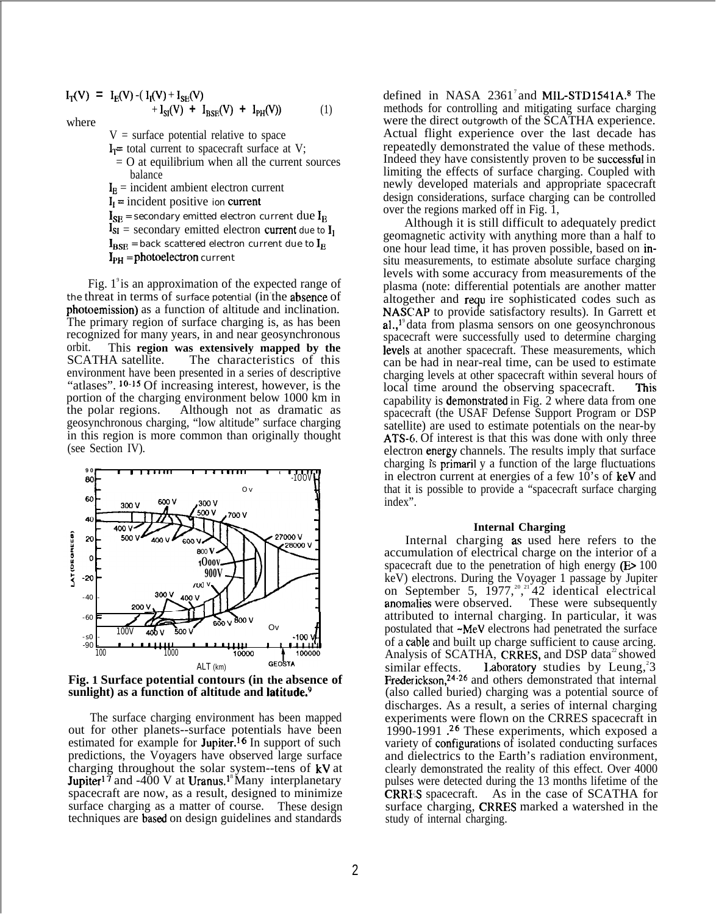$$I_T(V) = I_E(V) - (I_I(V) + I_{SE}(V) + I_{SI}(V) + I_{BSE}(V) + I_{PH}(V)) \quad (1)$$

where

- $V$ = surface potential relative to space
- $I_T$ = total current to spacecraft surface at V; = 0 at equilibrium when all the current sources balance
- $I_E$ = incident ambient electron current
- $I_I$ = incident positive ion current
- $I_{SE}$ = secondary emitted electron current due $I_E$
- $I_{SI}$ = secondary emitted electron current due to $I_I$
- $I_{BSE}$ = back scattered electron current due to $I_E$
- $I_{PH}$ = photoelectron current

Fig. 1[9] is an approximation of the expected range of the threat in terms of surface potential (in the absence of photoemission) as a function of altitude and inclination. The primary region of surface charging is, as has been recognized for many years, in and near geosynchronous orbit. This **region was extensively mapped by the** SCATHA satellite. The characteristics of this environment have been presented in a series of descriptive "atlases".[10-15] Of increasing interest, however, is the portion of the charging environment below 1000 km in the polar regions. Although not as dramatic as geosynchronous charging, "low altitude" surface charging in this region is more common than originally thought (see Section IV).

**Fig. 1 Surface potential contours (in the absence of sunlight) as a function of altitude and latitude.[9]**

The surface charging environment has been mapped out for other planets--surface potentials have been estimated for example for Jupiter.[16] In support of such predictions, the Voyagers have observed large surface charging throughout the solar system--tens of kV at Jupiter[17] and -400 V at Uranus.[18] Many interplanetary spacecraft are now, as a result, designed to minimize surface charging as a matter of course. These design techniques are based on design guidelines and standards defined in NASA 2361[7] and MIL-STD1541A.[8] The methods for controlling and mitigating surface charging were the direct outgrowth of the SCATHA experience. Actual flight experience over the last decade has repeatedly demonstrated the value of these methods. Indeed they have consistently proven to be successful in limiting the effects of surface charging. Coupled with newly developed materials and appropriate spacecraft design considerations, surface charging can be controlled over the regions marked off in Fig. 1.

Although it is still difficult to adequately predict geomagnetic activity with anything more than a half to one hour lead time, it has proven possible, based on in-situ measurements, to estimate absolute surface charging levels with some accuracy from measurements of the plasma (note: differential potentials are another matter altogether and require sophisticated codes such as NASCAP to provide satisfactory results). In Garrett et al.,[19] data from plasma sensors on one geosynchronous spacecraft were successfully used to determine charging levels at another spacecraft. These measurements, which can be had in near-real time, can be used to estimate charging levels at other spacecraft within several hours of local time around the observing spacecraft. This capability is demonstrated in Fig. 2 where data from one spacecraft (the USAF Defense Support Program or DSP satellite) are used to estimate potentials on the near-by ATS-6. Of interest is that this was done with only three electron energy channels. The results imply that surface charging is primarily a function of the large fluctuations in electron current at energies of a few 10's of keV and that it is possible to provide a "spacecraft surface charging index".

### Internal Charging

Internal charging as used here refers to the accumulation of electrical charge on the interior of a spacecraft due to the penetration of high energy (E> 100 keV) electrons. During the Voyager 1 passage by Jupiter on September 5, 1977,[20,21] 42 identical electrical anomalies were observed. These were subsequently attributed to internal charging. In particular, it was postulated that ~MeV electrons had penetrated the surface of a cable and built up charge sufficient to cause arcing. Analysis of SCATHA, CRRES, and DSP data[22] showed similar effects. Laboratory studies by Leung,[23] Frederickson,[24-26] and others demonstrated that internal (also called buried) charging was a potential source of discharges. As a result, a series of internal charging experiments were flown on the CRRES spacecraft in 1990-1991.[26] These experiments, which exposed a variety of configurations of isolated conducting surfaces and dielectrics to the Earth's radiation environment, clearly demonstrated the reality of this effect. Over 4000 pulses were detected during the 13 months lifetime of the CRRES spacecraft. As in the case of SCATHA for surface charging, CRRES marked a watershed in the study of internal charging.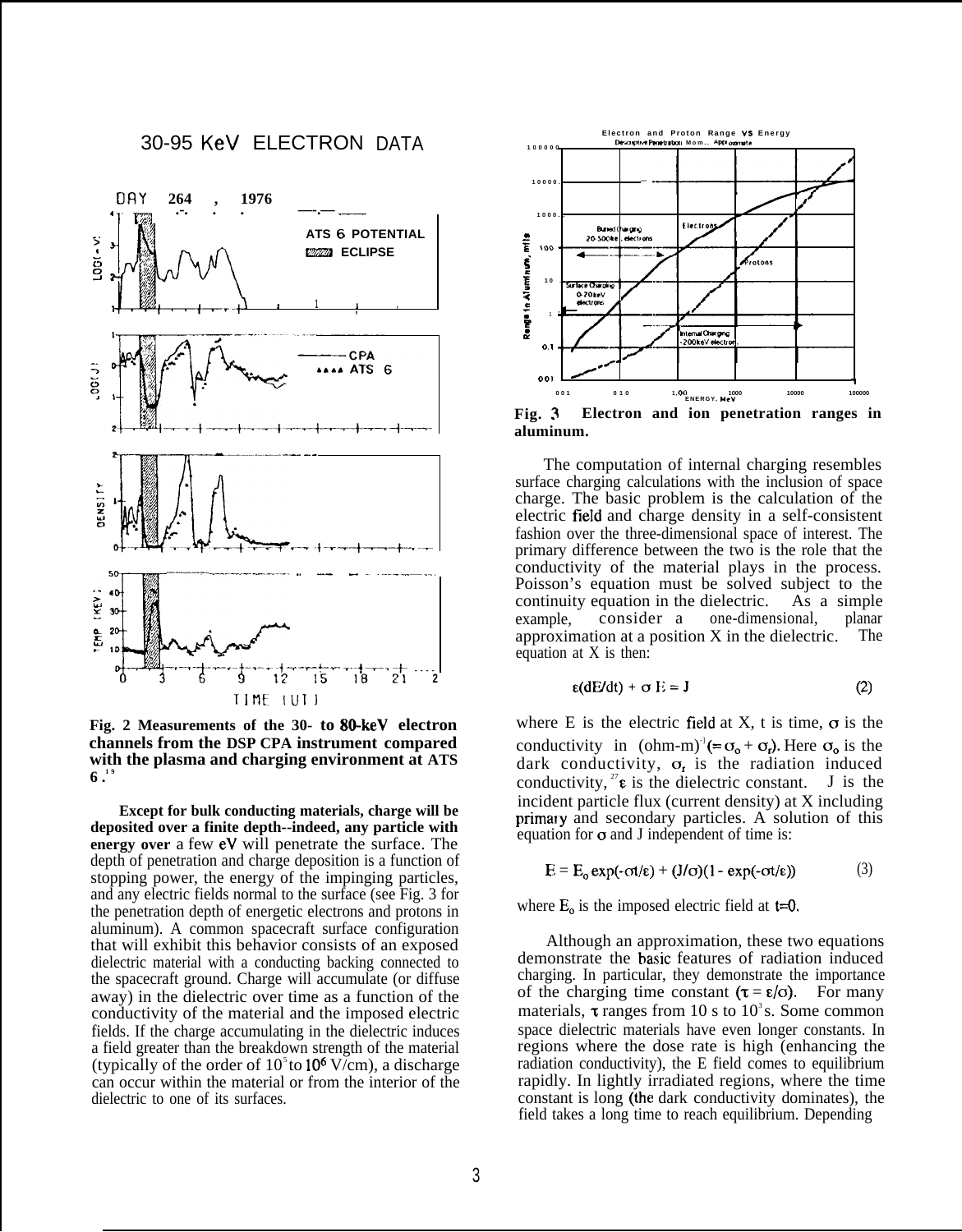Fig. 2 Measurements of the 30- to 80-keV electron channels from the DSP CPA instrument compared with the plasma and charging environment at ATS 6.[19]

Except for bulk conducting materials, charge will be deposited over a finite depth--indeed, any particle with energy over a few eV will penetrate the surface. The depth of penetration and charge deposition is a function of stopping power, the energy of the impinging particles, and any electric fields normal to the surface (see Fig. 3 for the penetration depth of energetic electrons and protons in aluminum). A common spacecraft surface configuration that will exhibit this behavior consists of an exposed dielectric material with a conducting backing connected to the spacecraft ground. Charge will accumulate (or diffuse away) in the dielectric over time as a function of the conductivity of the material and the imposed electric fields. If the charge accumulating in the dielectric induces a field greater than the breakdown strength of the material (typically of the order of $10^5$ to $10^6$ V/cm), a discharge can occur within the material or from the interior of the dielectric to one of its surfaces.

**Fig. 3** Electron and ion penetration ranges in aluminum.

The computation of internal charging resembles surface charging calculations with the inclusion of space charge. The basic problem is the calculation of the electric field and charge density in a self-consistent fashion over the three-dimensional space of interest. The primary difference between the two is the role that the conductivity of the material plays in the process. Poisson's equation must be solved subject to the continuity equation in the dielectric. As a simple example, consider a one-dimensional, planar approximation at a position X in the dielectric. The equation at X is then:

$$\varepsilon(dE/dt) + \sigma E = J \tag{2}$$

where E is the electric field at X, t is time, $\sigma$ is the conductivity in $(\text{ohm-m})^{-1}$ $(= \sigma_o + \sigma_r)$. Here $\sigma_o$ is the dark conductivity, $\sigma_r$ is the radiation induced conductivity,[27] $\varepsilon$ is the dielectric constant. J is the incident particle flux (current density) at X including primary and secondary particles. A solution of this equation for $\sigma$ and J independent of time is:

$$E = E_o \exp(-\sigma t/\varepsilon) + (J/\sigma)(1 - \exp(-\sigma t/\varepsilon)) \tag{3}$$

where $E_o$ is the imposed electric field at $t=0$.

Although an approximation, these two equations demonstrate the basic features of radiation induced charging. In particular, they demonstrate the importance of the charging time constant ($\tau = \varepsilon/\sigma$). For many materials, $\tau$ ranges from 10 s to $10^3$ s. Some common space dielectric materials have even longer constants. In regions where the dose rate is high (enhancing the radiation conductivity), the E field comes to equilibrium rapidly. In lightly irradiated regions, where the time constant is long (the dark conductivity dominates), the field takes a long time to reach equilibrium. Depending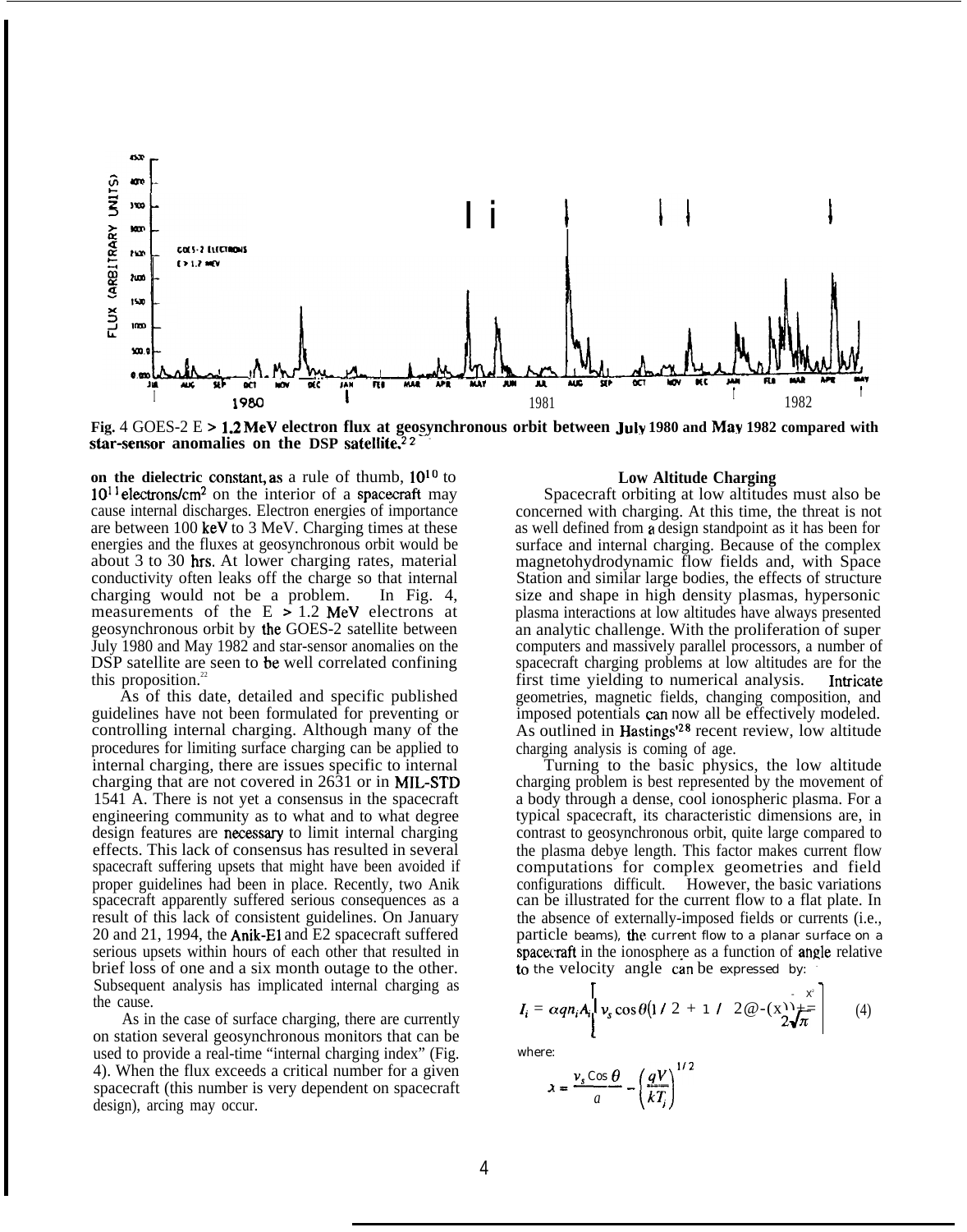Fig. 4 GOES-2 E > 1.2 MeV electron flux at geosynchronous orbit between July 1980 and May 1982 compared with star-sensor anomalies on the DSP satellite.[22]

on the dielectric constant, as a rule of thumb, $10^{10}$ to $10^{11}$ electrons/cm$^2$ on the interior of a spacecraft may cause internal discharges. Electron energies of importance are between 100 keV to 3 MeV. Charging times at these energies and the fluxes at geosynchronous orbit would be about 3 to 30 hrs. At lower charging rates, material conductivity often leaks off the charge so that internal charging would not be a problem. In Fig. 4, measurements of the E > 1.2 MeV electrons at geosynchronous orbit by the GOES-2 satellite between July 1980 and May 1982 and star-sensor anomalies on the DSP satellite are seen to be well correlated confining this proposition.[22]

As of this date, detailed and specific published guidelines have not been formulated for preventing or controlling internal charging. Although many of the procedures for limiting surface charging can be applied to internal charging, there are issues specific to internal charging that are not covered in 2631 or in MIL-STD 1541 A. There is not yet a consensus in the spacecraft engineering community as to what and to what degree design features are necessary to limit internal charging effects. This lack of consensus has resulted in several spacecraft suffering upsets that might have been avoided if proper guidelines had been in place. Recently, two Anik spacecraft apparently suffered serious consequences as a result of this lack of consistent guidelines. On January 20 and 21, 1994, the Anik-E1 and E2 spacecraft suffered serious upsets within hours of each other that resulted in brief loss of one and a six month outage to the other. Subsequent analysis has implicated internal charging as the cause.

As in the case of surface charging, there are currently on station several geosynchronous monitors that can be used to provide a real-time "internal charging index" (Fig. 4). When the flux exceeds a critical number for a given spacecraft (this number is very dependent on spacecraft design), arcing may occur.

### Low Altitude Charging

Spacecraft orbiting at low altitudes must also be concerned with charging. At this time, the threat is not as well defined from a design standpoint as it has been for surface and internal charging. Because of the complex magnetohydrodynamic flow fields and, with Space Station and similar large bodies, the effects of structure size and shape in high density plasmas, hypersonic plasma interactions at low altitudes have always presented an analytic challenge. With the proliferation of super computers and massively parallel processors, a number of spacecraft charging problems at low altitudes are for the first time yielding to numerical analysis. Intricate geometries, magnetic fields, changing composition, and imposed potentials can now all be effectively modeled. As outlined in Hastings'[28] recent review, low altitude charging analysis is coming of age.

Turning to the basic physics, the low altitude charging problem is best represented by the movement of a body through a dense, cool ionospheric plasma. For a typical spacecraft, its characteristic dimensions are, in contrast to geosynchronous orbit, quite large compared to the plasma debye length. This factor makes current flow computations for complex geometries and field configurations difficult. However, the basic variations can be illustrated for the current flow to a flat plate. In the absence of externally-imposed fields or currents (i.e., particle beams), the current flow to a planar surface on a spacecraft in the ionosphere as a function of angle relative to the velocity angle can be expressed by:

$$I_i = \alpha q n_i A_i \left[ v_s \cos\theta \left( 1/2 + 1/2\,\mathrm{erf}(x) \right) + \frac{e^{-x^2}}{2\sqrt{\pi}} \right] \quad (4)$$

where:

$$x = \frac{v_s \cos\theta}{a} - \left( \frac{qV}{kT_i} \right)^{1/2}$$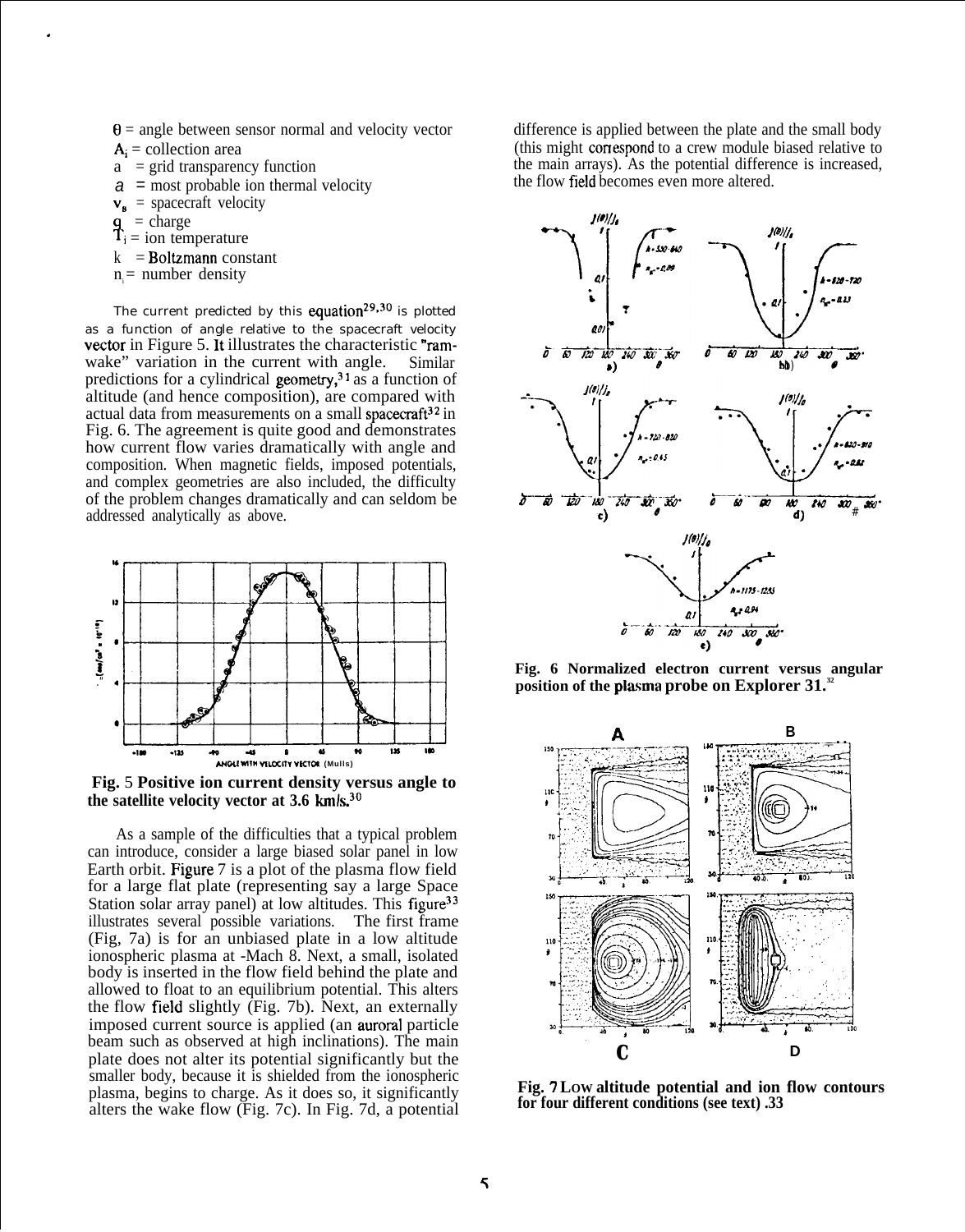$\theta$ = angle between sensor normal and velocity vector
$A_i$ = collection area
a = grid transparency function
$a$ = most probable ion thermal velocity
$v_s$ = spacecraft velocity
q = charge
$T_i$ = ion temperature
k = Boltzmann constant
$n_i$ = number density

The current predicted by this equation[29,30] is plotted as a function of angle relative to the spacecraft velocity vector in Figure 5. It illustrates the characteristic "ram-wake" variation in the current with angle. Similar predictions for a cylindrical geometry,[31] as a function of altitude (and hence composition), are compared with actual data from measurements on a small spacecraft[32] in Fig. 6. The agreement is quite good and demonstrates how current flow varies dramatically with angle and composition. When magnetic fields, imposed potentials, and complex geometries are also included, the difficulty of the problem changes dramatically and can seldom be addressed analytically as above.

**Fig. 5 Positive ion current density versus angle to the satellite velocity vector at 3.6 km/s.[30]**

As a sample of the difficulties that a typical problem can introduce, consider a large biased solar panel in low Earth orbit. Figure 7 is a plot of the plasma flow field for a large flat plate (representing say a large Space Station solar array panel) at low altitudes. This figure[33] illustrates several possible variations. The first frame (Fig, 7a) is for an unbiased plate in a low altitude ionospheric plasma at -Mach 8. Next, a small, isolated body is inserted in the flow field behind the plate and allowed to float to an equilibrium potential. This alters the flow field slightly (Fig. 7b). Next, an externally imposed current source is applied (an auroral particle beam such as observed at high inclinations). The main plate does not alter its potential significantly but the smaller body, because it is shielded from the ionospheric plasma, begins to charge. As it does so, it significantly alters the wake flow (Fig. 7c). In Fig. 7d, a potential difference is applied between the plate and the small body (this might correspond to a crew module biased relative to the main arrays). As the potential difference is increased, the flow field becomes even more altered.

**Fig. 6 Normalized electron current versus angular position of the plasma probe on Explorer 31.[32]**

**Fig. 7 Low altitude potential and ion flow contours for four different conditions (see text) .33**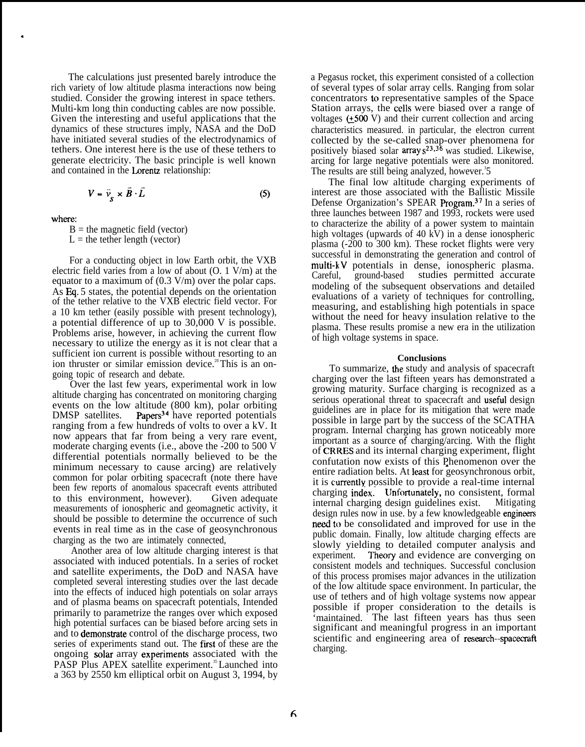The calculations just presented barely introduce the rich variety of low altitude plasma interactions now being studied. Consider the growing interest in space tethers. Multi-km long thin conducting cables are now possible. Given the interesting and useful applications that the dynamics of these structures imply, NASA and the DoD have initiated several studies of the electrodynamics of tethers. One interest here is the use of these tethers to generate electricity. The basic principle is well known and contained in the Lorentz relationship:

$$V = \vec{v}_s \times \vec{B} \cdot \vec{L} \tag{5}$$

where:

B = the magnetic field (vector)
L = the tether length (vector)

For a conducting object in low Earth orbit, the VXB electric field varies from a low of about (O. 1 V/m) at the equator to a maximum of (0.3 V/m) over the polar caps. As Eq. 5 states, the potential depends on the orientation of the tether relative to the VXB electric field vector. For a 10 km tether (easily possible with present technology), a potential difference of up to 30,000 V is possible. Problems arise, however, in achieving the current flow necessary to utilize the energy as it is not clear that a sufficient ion current is possible without resorting to an ion thruster or similar emission device.[28] This is an on-going topic of research and debate.

Over the last few years, experimental work in low altitude charging has concentrated on monitoring charging events on the low altitude (800 km), polar orbiting DMSP satellites. Papers[34] have reported potentials ranging from a few hundreds of volts to over a kV. It now appears that far from being a very rare event, moderate charging events (i.e., above the -200 to 500 V differential potentials normally believed to be the minimum necessary to cause arcing) are relatively common for polar orbiting spacecraft (note there have been few reports of anomalous spacecraft events attributed to this environment, however). Given adequate measurements of ionospheric and geomagnetic activity, it should be possible to determine the occurrence of such events in real time as in the case of geosynchronous charging as the two are intimately connected,

Another area of low altitude charging interest is that associated with induced potentials. In a series of rocket and satellite experiments, the DoD and NASA have completed several interesting studies over the last decade into the effects of induced high potentials on solar arrays and of plasma beams on spacecraft potentials, Intended primarily to parametrize the ranges over which exposed high potential surfaces can be biased before arcing sets in and to demonstrate control of the discharge process, two series of experiments stand out. The first of these are the ongoing solar array experiments associated with the PASP Plus APEX satellite experiment.[35] Launched into a 363 by 2550 km elliptical orbit on August 3, 1994, by a Pegasus rocket, this experiment consisted of a collection of several types of solar array cells. Ranging from solar concentrators to representative samples of the Space Station arrays, the cells were biased over a range of voltages (±500 V) and their current collection and arcing characteristics measured. in particular, the electron current collected by the se-called snap-over phenomena for positively biased solar arrays[23,36] was studied. Likewise, arcing for large negative potentials were also monitored. The results are still being analyzed, however.[35]

The final low altitude charging experiments of interest are those associated with the Ballistic Missile Defense Organization's SPEAR Program.[37] In a series of three launches between 1987 and 1993, rockets were used to characterize the ability of a power system to maintain high voltages (upwards of 40 kV) in a dense ionospheric plasma (-200 to 300 km). These rocket flights were very successful in demonstrating the generation and control of multi-kV potentials in dense, ionospheric plasma. Careful, ground-based studies permitted accurate modeling of the subsequent observations and detailed evaluations of a variety of techniques for controlling, measuring, and establishing high potentials in space without the need for heavy insulation relative to the plasma. These results promise a new era in the utilization of high voltage systems in space.

## Conclusions

To summarize, the study and analysis of spacecraft charging over the last fifteen years has demonstrated a growing maturity. Surface charging is recognized as a serious operational threat to spacecraft and useful design guidelines are in place for its mitigation that were made possible in large part by the success of the SCATHA program. Internal charging has grown noticeably more important as a source of charging/arcing. With the flight of CRRES and its internal charging experiment, flight confutation now exists of this Phenomenon over the entire radiation belts. At least for geosynchronous orbit, it is currently possible to provide a real-time internal charging index. Unfortunately, no consistent, formal internal charging design guidelines exist. Mitigating design rules now in use. by a few knowledgeable engineers need to be consolidated and improved for use in the public domain. Finally, low altitude charging effects are slowly yielding to detailed computer analysis and experiment. Theory and evidence are converging on consistent models and techniques. Successful conclusion of this process promises major advances in the utilization of the low altitude space environment. In particular, the use of tethers and of high voltage systems now appear possible if proper consideration to the details is 'maintained. The last fifteen years has thus seen significant and meaningful progress in an important scientific and engineering area of research--spacecraft charging.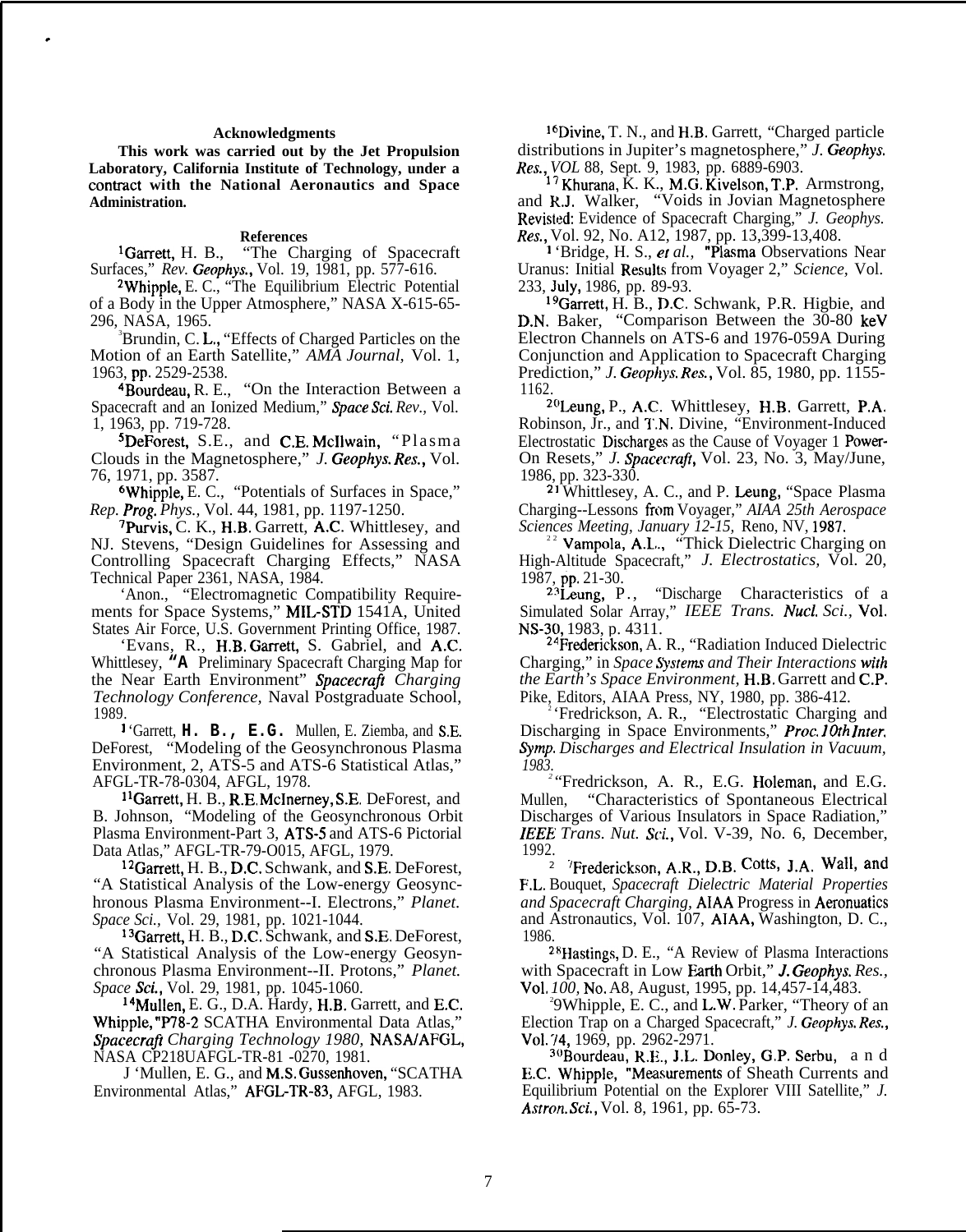## Acknowledgments

**This work was carried out by the Jet Propulsion Laboratory, California Institute of Technology, under a contract with the National Aeronautics and Space Administration.**

## References

[1]Garrett, H. B., "The Charging of Spacecraft Surfaces," *Rev. Geophys.*, Vol. 19, 1981, pp. 577-616.

[2]Whipple, E. C., "The Equilibrium Electric Potential of a Body in the Upper Atmosphere," NASA X-615-65-296, NASA, 1965.

[3]Brundin, C. L., "Effects of Charged Particles on the Motion of an Earth Satellite," *AMA Journal,* Vol. 1, 1963, pp. 2529-2538.

[4]Bourdeau, R. E., "On the Interaction Between a Spacecraft and an Ionized Medium," *Space Sci. Rev.*, Vol. 1, 1963, pp. 719-728.

[5]DeForest, S.E., and C.E. McIlwain, "Plasma Clouds in the Magnetosphere," *J. Geophys. Res.*, Vol. 76, 1971, pp. 3587.

[6]Whipple, E. C., "Potentials of Surfaces in Space," *Rep. Prog. Phys.*, Vol. 44, 1981, pp. 1197-1250.

[7]Purvis, C. K., H.B. Garrett, A.C. Whittlesey, and NJ. Stevens, "Design Guidelines for Assessing and Controlling Spacecraft Charging Effects," NASA Technical Paper 2361, NASA, 1984.

[8]Anon., "Electromagnetic Compatibility Requirements for Space Systems," MIL-STD 1541A, United States Air Force, U.S. Government Printing Office, 1987.

[9]Evans, R., H.B. Garrett, S. Gabriel, and A.C. Whittlesey, "A Preliminary Spacecraft Charging Map for the Near Earth Environment" *Spacecraft Charging Technology Conference,* Naval Postgraduate School, 1989.

[10]Garrett, H. B., E.G. Mullen, E. Ziemba, and S.E. DeForest, "Modeling of the Geosynchronous Plasma Environment, 2, ATS-5 and ATS-6 Statistical Atlas," AFGL-TR-78-0304, AFGL, 1978.

[11]Garrett, H. B., R.E. McInerney, S.E. DeForest, and B. Johnson, "Modeling of the Geosynchronous Orbit Plasma Environment-Part 3, ATS-5 and ATS-6 Pictorial Data Atlas," AFGL-TR-79-O015, AFGL, 1979.

[12]Garrett, H. B., D.C. Schwank, and S.E. DeForest, "A Statistical Analysis of the Low-energy Geosynchronous Plasma Environment--I. Electrons," *Planet. Space Sci.,* Vol. 29, 1981, pp. 1021-1044.

[13]Garrett, H. B., D.C. Schwank, and S.E. DeForest, "A Statistical Analysis of the Low-energy Geosynchronous Plasma Environment--II. Protons," *Planet. Space Sci.*, Vol. 29, 1981, pp. 1045-1060.

[14]Mullen, E. G., D.A. Hardy, H.B. Garrett, and E.C. Whipple, "P78-2 SCATHA Environmental Data Atlas," *Spacecraft Charging Technology 1980,* NASA/AFGL, NASA CP218UAFGL-TR-81 -0270, 1981.

[15]Mullen, E. G., and M.S. Gussenhoven, "SCATHA Environmental Atlas," AFGL-TR-83, AFGL, 1983.

[16]Divine, T. N., and H.B. Garrett, "Charged particle distributions in Jupiter's magnetosphere," *J. Geophys. Res., VOL* 88, Sept. 9, 1983, pp. 6889-6903.

[17]Khurana, K. K., M.G. Kivelson, T.P. Armstrong, and R.J. Walker, "Voids in Jovian Magnetosphere Revisited: Evidence of Spacecraft Charging," *J. Geophys. Res.*, Vol. 92, No. A12, 1987, pp. 13,399-13,408.

[18]Bridge, H. S., *et al.,* "Plasma Observations Near Uranus: Initial Results from Voyager 2," *Science,* Vol. 233, July, 1986, pp. 89-93.

[19]Garrett, H. B., D.C. Schwank, P.R. Higbie, and D.N. Baker, "Comparison Between the 30-80 keV Electron Channels on ATS-6 and 1976-059A During Conjunction and Application to Spacecraft Charging Prediction," *J. Geophys. Res.*, Vol. 85, 1980, pp. 1155-1162.

[20]Leung, P., A.C. Whittlesey, H.B. Garrett, P.A. Robinson, Jr., and T.N. Divine, "Environment-Induced Electrostatic Discharges as the Cause of Voyager 1 Power-On Resets," *J. Spacecraft*, Vol. 23, No. 3, May/June, 1986, pp. 323-330.

[21]Whittlesey, A. C., and P. Leung, "Space Plasma Charging--Lessons from Voyager," *AIAA 25th Aerospace Sciences Meeting, January 12-15,* Reno, NV, 1987.

[22]Vampola, A.L., "Thick Dielectric Charging on High-Altitude Spacecraft," *J. Electrostatics,* Vol. 20, 1987, pp. 21-30.

[23]Leung, P., "Discharge Characteristics of a Simulated Solar Array," *IEEE Trans. Nucl. Sci.*, Vol. NS-30, 1983, p. 4311.

[24]Frederickson, A. R., "Radiation Induced Dielectric Charging," in *Space Systems and Their Interactions with the Earth's Space Environment,* H.B. Garrett and C.P. Pike, Editors, AIAA Press, NY, 1980, pp. 386-412.

[25]Fredrickson, A. R., "Electrostatic Charging and Discharging in Space Environments," *Proc. 10th Inter. Symp. Discharges and Electrical Insulation in Vacuum, 1983.*

[26]Fredrickson, A. R., E.G. Holeman, and E.G. Mullen, "Characteristics of Spontaneous Electrical Discharges of Various Insulators in Space Radiation," *IEEE Trans. Nut. Sci.*, Vol. V-39, No. 6, December, 1992.

[27]Frederickson, A.R., D.B. Cotts, J.A. Wall, and F.L. Bouquet, *Spacecraft Dielectric Material Properties and Spacecraft Charging,* AIAA Progress in Aeronautics and Astronautics, Vol. 107, AIAA, Washington, D. C., 1986.

[28]Hastings, D. E., "A Review of Plasma Interactions with Spacecraft in Low Earth Orbit," *J. Geophys. Res.*, Vol. *100,* No. A8, August, 1995, pp. 14,457-14,483.

[29]Whipple, E. C., and L.W. Parker, "Theory of an Election Trap on a Charged Spacecraft," *J. Geophys. Res.*, Vol. 74, 1969, pp. 2962-2971.

[30]Bourdeau, R.E., J.L. Donley, G.P. Serbu, and E.C. Whipple, "Measurements of Sheath Currents and Equilibrium Potential on the Explorer VIII Satellite," *J. Astron. Sci.*, Vol. 8, 1961, pp. 65-73.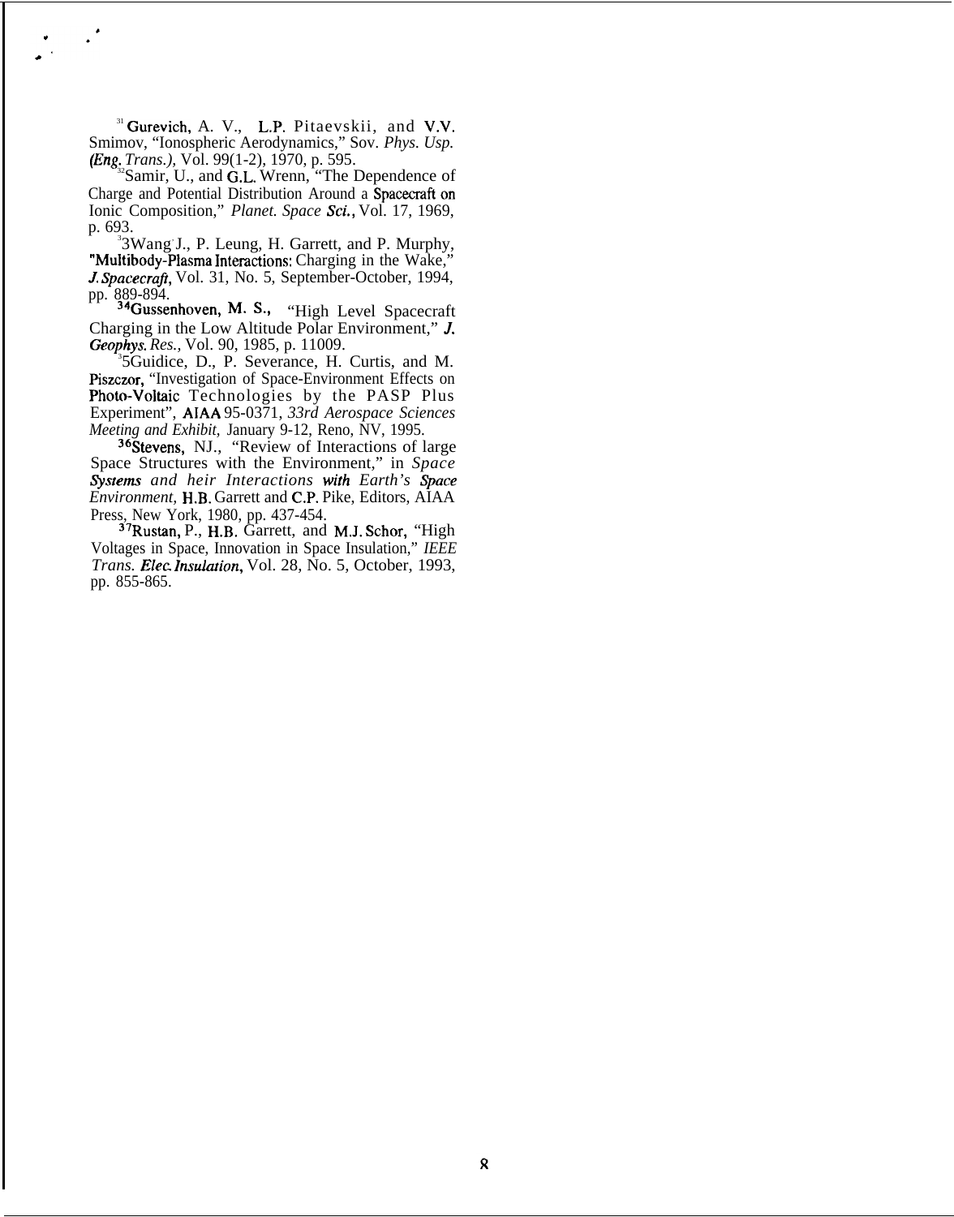[31] Gurevich, A. V., L.P. Pitaevskii, and V.V. Smimov, "Ionospheric Aerodynamics," Sov. *Phys. Usp. (Eng. Trans.)*, Vol. 99(1-2), 1970, p. 595.

[32] Samir, U., and G.L. Wrenn, "The Dependence of Charge and Potential Distribution Around a Spacecraft on Ionic Composition," *Planet. Space Sci.*, Vol. 17, 1969, p. 693.

[33] Wang J., P. Leung, H. Garrett, and P. Murphy, "Multibody-Plasma Interactions: Charging in the Wake," *J. Spacecraft*, Vol. 31, No. 5, September-October, 1994, pp. 889-894.

[34] Gussenhoven, M. S., "High Level Spacecraft Charging in the Low Altitude Polar Environment," *J. Geophys. Res.*, Vol. 90, 1985, p. 11009.

[35] Guidice, D., P. Severance, H. Curtis, and M. Piszczor, "Investigation of Space-Environment Effects on Photo-Voltaic Technologies by the PASP Plus Experiment", AIAA 95-0371, *33rd Aerospace Sciences Meeting and Exhibit,* January 9-12, Reno, NV, 1995.

[36] Stevens, NJ., "Review of Interactions of large Space Structures with the Environment," in *Space Systems and heir Interactions with Earth's Space Environment*, H.B. Garrett and C.P. Pike, Editors, AIAA Press, New York, 1980, pp. 437-454.

[37] Rustan, P., H.B. Garrett, and M.J. Schor, "High Voltages in Space, Innovation in Space Insulation," *IEEE Trans. Elec. Insulation*, Vol. 28, No. 5, October, 1993, pp. 855-865.